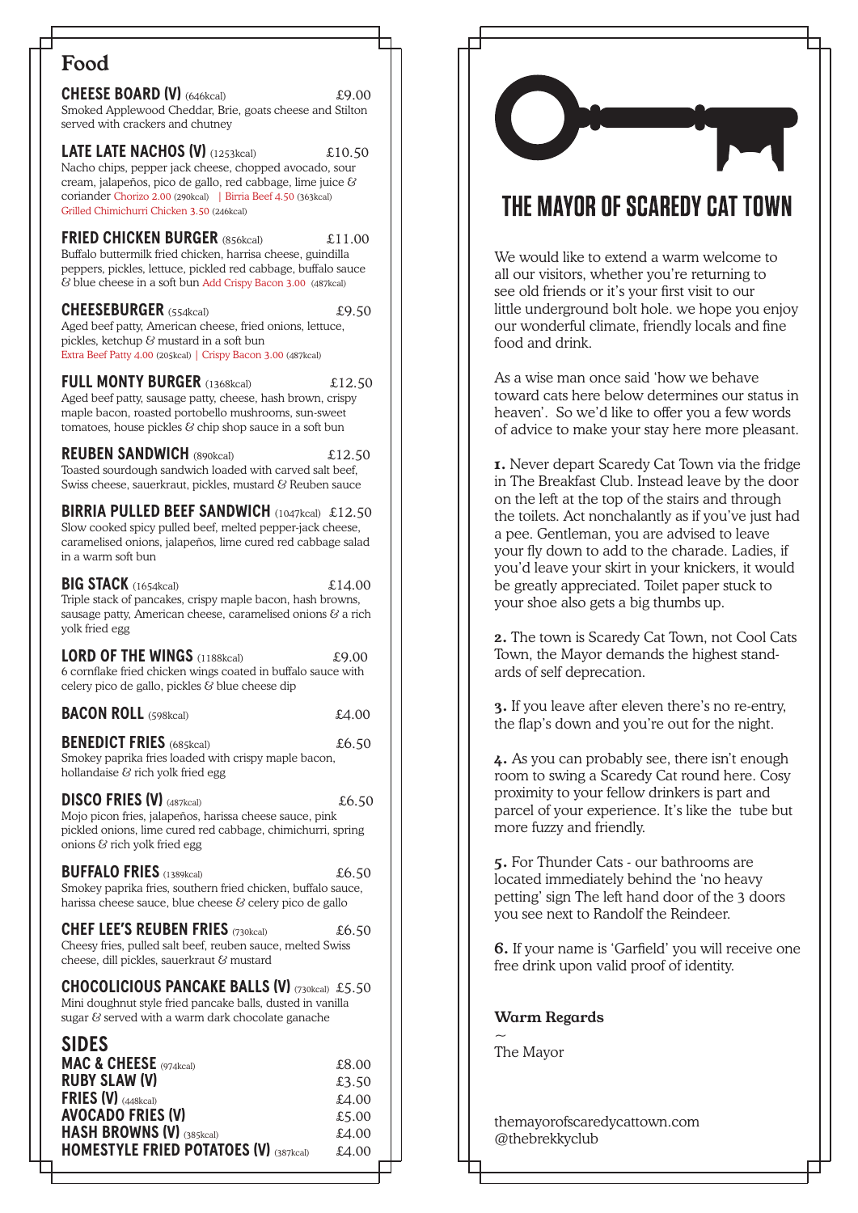# Food

**CHEESE BOARD (V)** (646kcal) £9.00
Smoked Applewood Cheddar, Brie, goats cheese and Stilton served with crackers and chutney

**LATE LATE NACHOS (V)** (1253kcal) £10.50
Nacho chips, pepper jack cheese, chopped avocado, sour cream, jalapeños, pico de gallo, red cabbage, lime juice & coriander Chorizo 2.00 (290kcal) | Birria Beef 4.50 (363kcal) Grilled Chimichurri Chicken 3.50 (246kcal)

**FRIED CHICKEN BURGER** (856kcal) £11.00
Buffalo buttermilk fried chicken, harrisa cheese, guindilla peppers, pickles, lettuce, pickled red cabbage, buffalo sauce & blue cheese in a soft bun Add Crispy Bacon 3.00 (487kcal)

**CHEESEBURGER** (554kcal) £9.50
Aged beef patty, American cheese, fried onions, lettuce, pickles, ketchup & mustard in a soft bun
Extra Beef Patty 4.00 (205kcal) | Crispy Bacon 3.00 (487kcal)

**FULL MONTY BURGER** (1368kcal) £12.50
Aged beef patty, sausage patty, cheese, hash brown, crispy maple bacon, roasted portobello mushrooms, sun-sweet tomatoes, house pickles & chip shop sauce in a soft bun

**REUBEN SANDWICH** (890kcal) £12.50
Toasted sourdough sandwich loaded with carved salt beef, Swiss cheese, sauerkraut, pickles, mustard & Reuben sauce

**BIRRIA PULLED BEEF SANDWICH** (1047kcal) £12.50
Slow cooked spicy pulled beef, melted pepper-jack cheese, caramelised onions, jalapeños, lime cured red cabbage salad in a warm soft bun

**BIG STACK** (1654kcal) £14.00
Triple stack of pancakes, crispy maple bacon, hash browns, sausage patty, American cheese, caramelised onions & a rich yolk fried egg

**LORD OF THE WINGS** (1188kcal) £9.00
6 cornflake fried chicken wings coated in buffalo sauce with celery pico de gallo, pickles & blue cheese dip

**BACON ROLL** (598kcal) £4.00

**BENEDICT FRIES** (685kcal) £6.50
Smokey paprika fries loaded with crispy maple bacon, hollandaise & rich yolk fried egg

**DISCO FRIES (V)** (487kcal) £6.50
Mojo picon fries, jalapeños, harissa cheese sauce, pink pickled onions, lime cured red cabbage, chimichurri, spring onions & rich yolk fried egg

**BUFFALO FRIES** (1389kcal) £6.50
Smokey paprika fries, southern fried chicken, buffalo sauce, harissa cheese sauce, blue cheese & celery pico de gallo

**CHEF LEE'S REUBEN FRIES** (730kcal) £6.50
Cheesy fries, pulled salt beef, reuben sauce, melted Swiss cheese, dill pickles, sauerkraut & mustard

**CHOCOLICIOUS PANCAKE BALLS (V)** (730kcal) £5.50
Mini doughnut style fried pancake balls, dusted in vanilla sugar & served with a warm dark chocolate ganache

## SIDES

**MAC & CHEESE** (974kcal) £8.00
**RUBY SLAW (V)** £3.50
**FRIES (V)** (448kcal) £4.00
**AVOCADO FRIES (V)** £5.00
**HASH BROWNS (V)** (385kcal) £4.00
**HOMESTYLE FRIED POTATOES (V)** (387kcal) £4.00

# THE MAYOR OF SCAREDY CAT TOWN

We would like to extend a warm welcome to all our visitors, whether you're returning to see old friends or it's your first visit to our little underground bolt hole. we hope you enjoy our wonderful climate, friendly locals and fine food and drink.

As a wise man once said 'how we behave toward cats here below determines our status in heaven'. So we'd like to offer you a few words of advice to make your stay here more pleasant.

**1.** Never depart Scaredy Cat Town via the fridge in The Breakfast Club. Instead leave by the door on the left at the top of the stairs and through the toilets. Act nonchalantly as if you've just had a pee. Gentleman, you are advised to leave your fly down to add to the charade. Ladies, if you'd leave your skirt in your knickers, it would be greatly appreciated. Toilet paper stuck to your shoe also gets a big thumbs up.

**2.** The town is Scaredy Cat Town, not Cool Cats Town, the Mayor demands the highest standards of self deprecation.

**3.** If you leave after eleven there's no re-entry, the flap's down and you're out for the night.

**4.** As you can probably see, there isn't enough room to swing a Scaredy Cat round here. Cosy proximity to your fellow drinkers is part and parcel of your experience. It's like the tube but more fuzzy and friendly.

**5.** For Thunder Cats - our bathrooms are located immediately behind the 'no heavy petting' sign The left hand door of the 3 doors you see next to Randolf the Reindeer.

**6.** If your name is 'Garfield' you will receive one free drink upon valid proof of identity.

**Warm Regards**
~
The Mayor

themayorofscaredycattown.com
@thebrekkyclub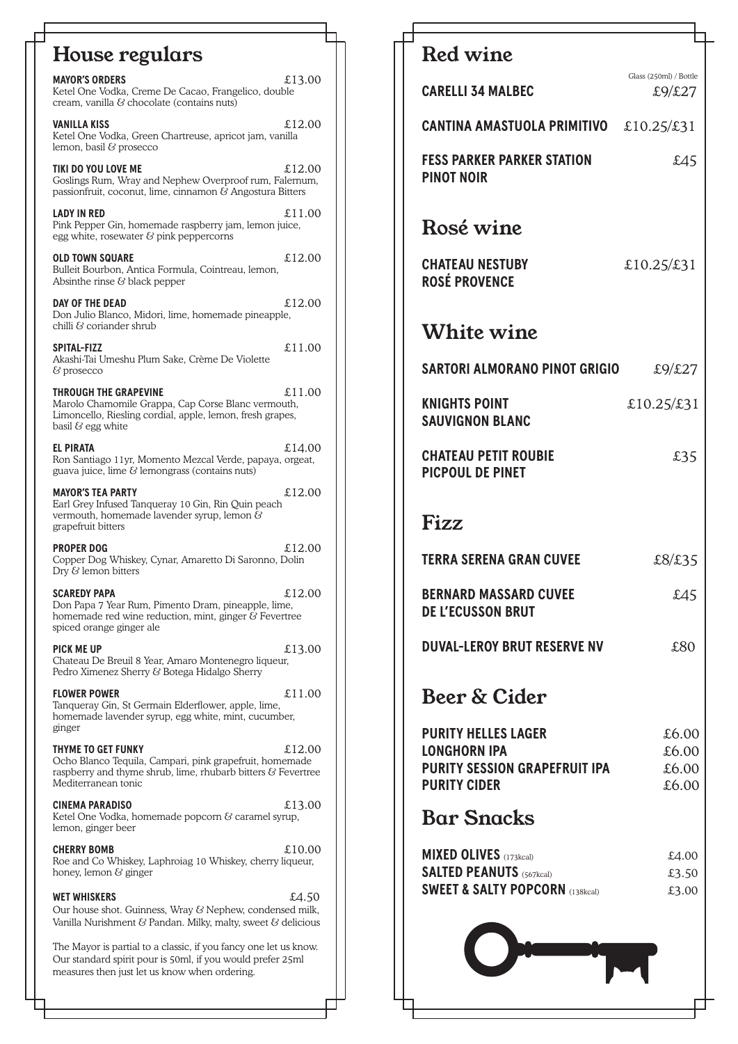# House regulars

**MAYOR'S ORDERS** £13.00
Ketel One Vodka, Creme De Cacao, Frangelico, double cream, vanilla & chocolate (contains nuts)

**VANILLA KISS** £12.00
Ketel One Vodka, Green Chartreuse, apricot jam, vanilla lemon, basil & prosecco

**TIKI DO YOU LOVE ME** £12.00
Goslings Rum, Wray and Nephew Overproof rum, Falernum, passionfruit, coconut, lime, cinnamon & Angostura Bitters

**LADY IN RED** £11.00
Pink Pepper Gin, homemade raspberry jam, lemon juice, egg white, rosewater & pink peppercorns

**OLD TOWN SQUARE** £12.00
Bulleit Bourbon, Antica Formula, Cointreau, lemon, Absinthe rinse & black pepper

**DAY OF THE DEAD** £12.00
Don Julio Blanco, Midori, lime, homemade pineapple, chilli & coriander shrub

**SPITAL-FIZZ** £11.00
Akashi-Tai Umeshu Plum Sake, Crème De Violette & prosecco

**THROUGH THE GRAPEVINE** £11.00
Marolo Chamomile Grappa, Cap Corse Blanc vermouth, Limoncello, Riesling cordial, apple, lemon, fresh grapes, basil & egg white

**EL PIRATA** £14.00
Ron Santiago 11yr, Momento Mezcal Verde, papaya, orgeat, guava juice, lime & lemongrass (contains nuts)

**MAYOR'S TEA PARTY** £12.00
Earl Grey Infused Tanqueray 10 Gin, Rin Quin peach vermouth, homemade lavender syrup, lemon & grapefruit bitters

**PROPER DOG** £12.00
Copper Dog Whiskey, Cynar, Amaretto Di Saronno, Dolin Dry & lemon bitters

**SCAREDY PAPA** £12.00
Don Papa 7 Year Rum, Pimento Dram, pineapple, lime, homemade red wine reduction, mint, ginger & Fevertree spiced orange ginger ale

**PICK ME UP** £13.00
Chateau De Breuil 8 Year, Amaro Montenegro liqueur, Pedro Ximenez Sherry & Botega Hidalgo Sherry

**FLOWER POWER** £11.00
Tanqueray Gin, St Germain Elderflower, apple, lime, homemade lavender syrup, egg white, mint, cucumber, ginger

**THYME TO GET FUNKY** £12.00
Ocho Blanco Tequila, Campari, pink grapefruit, homemade raspberry and thyme shrub, lime, rhubarb bitters & Fevertree Mediterranean tonic

**CINEMA PARADISO** £13.00
Ketel One Vodka, homemade popcorn & caramel syrup, lemon, ginger beer

**CHERRY BOMB** £10.00
Roe and Co Whiskey, Laphroiag 10 Whiskey, cherry liqueur, honey, lemon & ginger

**WET WHISKERS** £4.50
Our house shot. Guinness, Wray & Nephew, condensed milk, Vanilla Nourishment & Pandan. Milky, malty, sweet & delicious

The Mayor is partial to a classic, if you fancy one let us know. Our standard spirit pour is 50ml, if you would prefer 25ml measures then just let us know when ordering.

# Red wine

| | Glass (250ml) / Bottle |
|---|---|
| **CARELLI 34 MALBEC** | £9/£27 |
| **CANTINA AMASTUOLA PRIMITIVO** | £10.25/£31 |
| **FESS PARKER PARKER STATION PINOT NOIR** | £45 |

# Rosé wine

| | |
|---|---|
| **CHATEAU NESTUBY ROSÉ PROVENCE** | £10.25/£31 |

# White wine

| | |
|---|---|
| **SARTORI ALMORANO PINOT GRIGIO** | £9/£27 |
| **KNIGHTS POINT SAUVIGNON BLANC** | £10.25/£31 |
| **CHATEAU PETIT ROUBIE PICPOUL DE PINET** | £35 |

# Fizz

| | |
|---|---|
| **TERRA SERENA GRAN CUVEE** | £8/£35 |
| **BERNARD MASSARD CUVEE DE L'ECUSSON BRUT** | £45 |
| **DUVAL-LEROY BRUT RESERVE NV** | £80 |

# Beer & Cider

| | |
|---|---|
| **PURITY HELLES LAGER** | £6.00 |
| **LONGHORN IPA** | £6.00 |
| **PURITY SESSION GRAPEFRUIT IPA** | £6.00 |
| **PURITY CIDER** | £6.00 |

# Bar Snacks

| | |
|---|---|
| **MIXED OLIVES** (173kcal) | £4.00 |
| **SALTED PEANUTS** (567kcal) | £3.50 |
| **SWEET & SALTY POPCORN** (138kcal) | £3.00 |